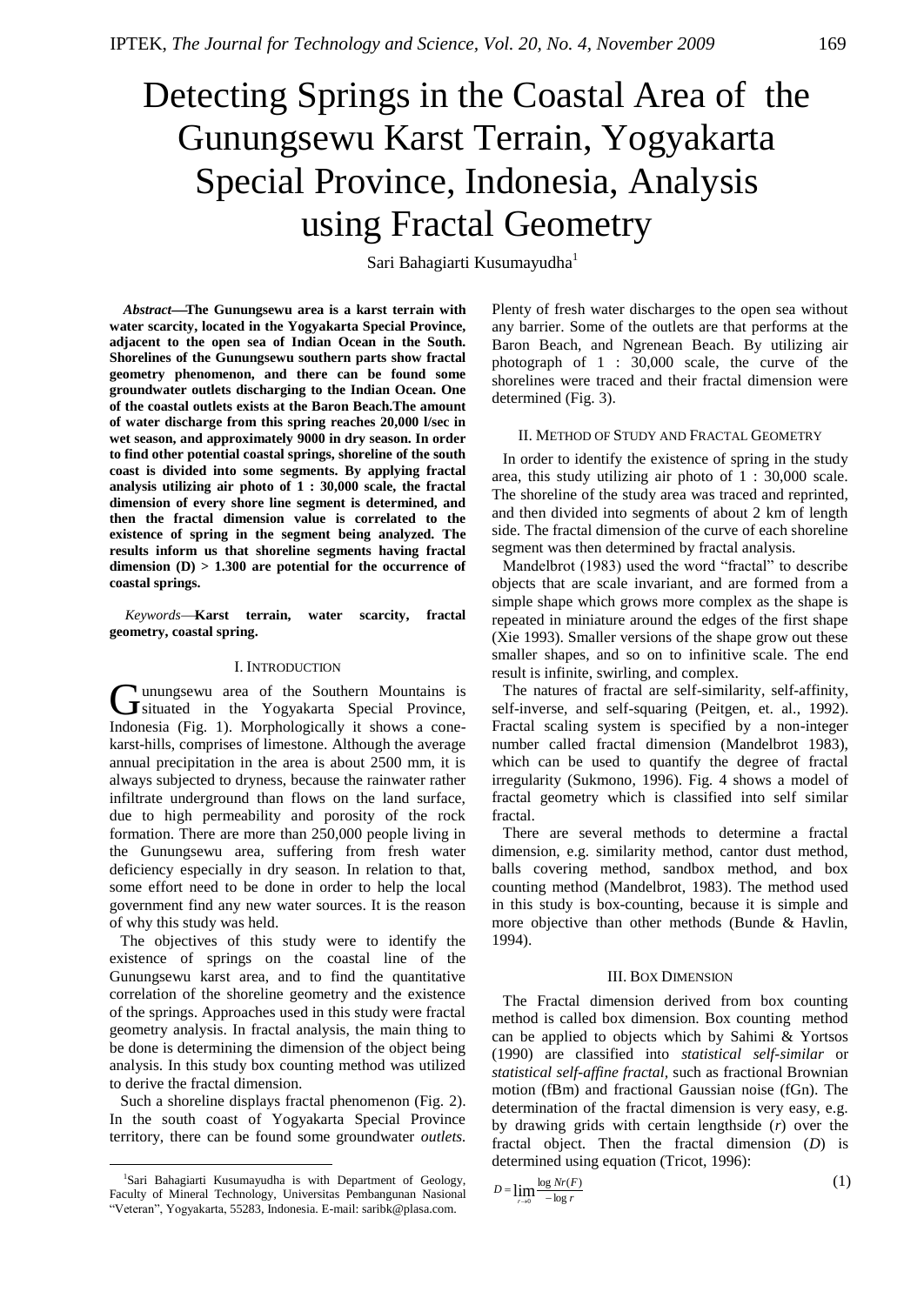# Detecting Springs in the Coastal Area of the Gunungsewu Karst Terrain, Yogyakarta Special Province, Indonesia, Analysis using Fractal Geometry

Sari Bahagiarti Kusumayudha[1]

***Abstract*—The Gunungsewu area is a karst terrain with water scarcity, located in the Yogyakarta Special Province, adjacent to the open sea of Indian Ocean in the South. Shorelines of the Gunungsewu southern parts show fractal geometry phenomenon, and there can be found some groundwater outlets discharging to the Indian Ocean. One of the coastal outlets exists at the Baron Beach.The amount of water discharge from this spring reaches 20,000 l/sec in wet season, and approximately 9000 in dry season. In order to find other potential coastal springs, shoreline of the south coast is divided into some segments. By applying fractal analysis utilizing air photo of 1 : 30,000 scale, the fractal dimension of every shore line segment is determined, and then the fractal dimension value is correlated to the existence of spring in the segment being analyzed. The results inform us that shoreline segments having fractal dimension (D) > 1.300 are potential for the occurrence of coastal springs.**

*Keywords*—**Karst terrain, water scarcity, fractal geometry, coastal spring.**

## I. Introduction

Gunungsewu area of the Southern Mountains is situated in the Yogyakarta Special Province, Indonesia (Fig. 1). Morphologically it shows a cone-karst-hills, comprises of limestone. Although the average annual precipitation in the area is about 2500 mm, it is always subjected to dryness, because the rainwater rather infiltrate underground than flows on the land surface, due to high permeability and porosity of the rock formation. There are more than 250,000 people living in the Gunungsewu area, suffering from fresh water deficiency especially in dry season. In relation to that, some effort need to be done in order to help the local government find any new water sources. It is the reason of why this study was held.

The objectives of this study were to identify the existence of springs on the coastal line of the Gunungsewu karst area, and to find the quantitative correlation of the shoreline geometry and the existence of the springs. Approaches used in this study were fractal geometry analysis. In fractal analysis, the main thing to be done is determining the dimension of the object being analysis. In this study box counting method was utilized to derive the fractal dimension.

Such a shoreline displays fractal phenomenon (Fig. 2). In the south coast of Yogyakarta Special Province territory, there can be found some groundwater *outlets.* Plenty of fresh water discharges to the open sea without any barrier. Some of the outlets are that performs at the Baron Beach, and Ngrenean Beach. By utilizing air photograph of 1 : 30,000 scale, the curve of the shorelines were traced and their fractal dimension were determined (Fig. 3).

## II. Method of Study and Fractal Geometry

In order to identify the existence of spring in the study area, this study utilizing air photo of 1 : 30,000 scale. The shoreline of the study area was traced and reprinted, and then divided into segments of about 2 km of length side. The fractal dimension of the curve of each shoreline segment was then determined by fractal analysis.

Mandelbrot (1983) used the word "fractal" to describe objects that are scale invariant, and are formed from a simple shape which grows more complex as the shape is repeated in miniature around the edges of the first shape (Xie 1993). Smaller versions of the shape grow out these smaller shapes, and so on to infinitive scale. The end result is infinite, swirling, and complex.

The natures of fractal are self-similarity, self-affinity, self-inverse, and self-squaring (Peitgen, et. al., 1992). Fractal scaling system is specified by a non-integer number called fractal dimension (Mandelbrot 1983), which can be used to quantify the degree of fractal irregularity (Sukmono, 1996). Fig. 4 shows a model of fractal geometry which is classified into self similar fractal.

There are several methods to determine a fractal dimension, e.g. similarity method, cantor dust method, balls covering method, sandbox method, and box counting method (Mandelbrot, 1983). The method used in this study is box-counting, because it is simple and more objective than other methods (Bunde & Havlin, 1994).

## III. Box Dimension

The Fractal dimension derived from box counting method is called box dimension. Box counting method can be applied to objects which by Sahimi & Yortsos (1990) are classified into *statistical self-similar* or *statistical self-affine fractal*, such as fractional Brownian motion (fBm) and fractional Gaussian noise (fGn). The determination of the fractal dimension is very easy, e.g. by drawing grids with certain lengthside ($r$) over the fractal object. Then the fractal dimension ($D$) is determined using equation (Tricot, 1996):

$$D = \lim_{r \to 0} \frac{\log Nr(F)}{-\log r} \tag{1}$$

[1]Sari Bahagiarti Kusumayudha is with Department of Geology, Faculty of Mineral Technology, Universitas Pembangunan Nasional "Veteran", Yogyakarta, 55283, Indonesia. E-mail: saribk@plasa.com.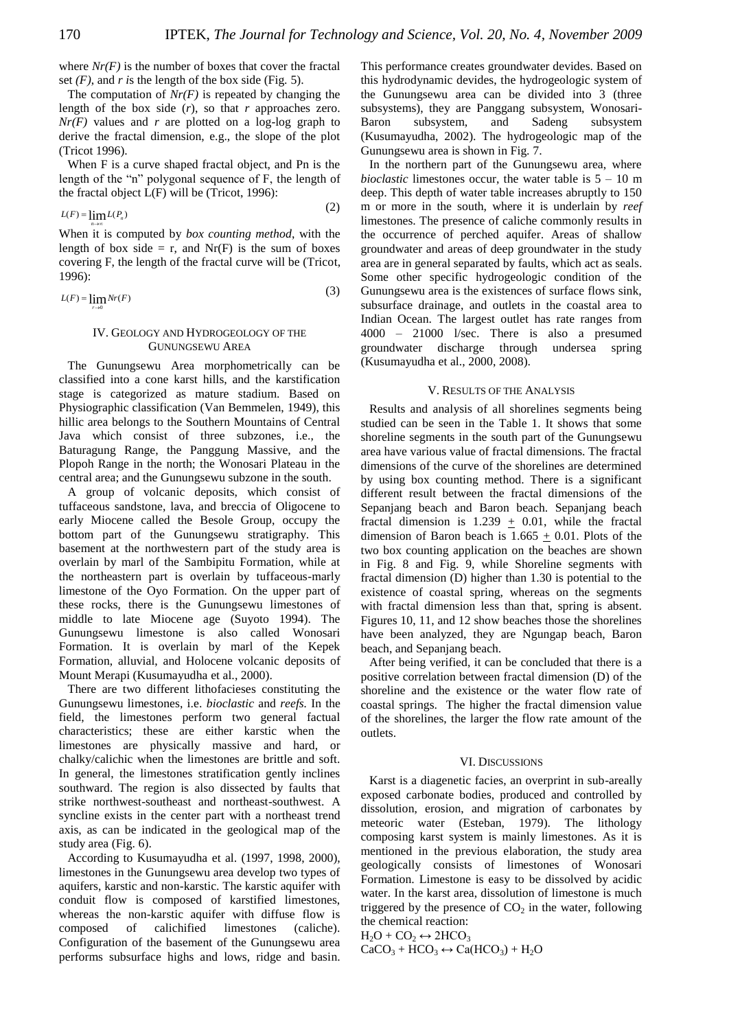where *Nr(F)* is the number of boxes that cover the fractal set *(F)*, and *r i*s the length of the box side (Fig. 5).

The computation of *Nr(F)* is repeated by changing the length of the box side (*r*), so that *r* approaches zero. *Nr(F)* values and *r* are plotted on a log-log graph to derive the fractal dimension, e.g., the slope of the plot (Tricot 1996).

When F is a curve shaped fractal object, and Pn is the length of the "n" polygonal sequence of F, the length of the fractal object L(F) will be (Tricot, 1996):

$$L(F) = \lim_{n \to \infty} L(P_n) \tag{2}$$

When it is computed by *box counting method*, with the length of box side = r, and Nr(F) is the sum of boxes covering F, the length of the fractal curve will be (Tricot, 1996):

$$L(F) = \lim_{r \to 0} Nr(F) \tag{3}$$

## IV. Geology and Hydrogeology of the Gunungsewu Area

The Gunungsewu Area morphometrically can be classified into a cone karst hills, and the karstification stage is categorized as mature stadium. Based on Physiographic classification (Van Bemmelen, 1949), this hillic area belongs to the Southern Mountains of Central Java which consist of three subzones, i.e., the Baturagung Range, the Panggung Massive, and the Plopoh Range in the north; the Wonosari Plateau in the central area; and the Gunungsewu subzone in the south.

A group of volcanic deposits, which consist of tuffaceous sandstone, lava, and breccia of Oligocene to early Miocene called the Besole Group, occupy the bottom part of the Gunungsewu stratigraphy. This basement at the northwestern part of the study area is overlain by marl of the Sambipitu Formation, while at the northeastern part is overlain by tuffaceous-marly limestone of the Oyo Formation. On the upper part of these rocks, there is the Gunungsewu limestones of middle to late Miocene age (Suyoto 1994). The Gunungsewu limestone is also called Wonosari Formation. It is overlain by marl of the Kepek Formation, alluvial, and Holocene volcanic deposits of Mount Merapi (Kusumayudha et al., 2000).

There are two different lithofacieses constituting the Gunungsewu limestones, i.e. *bioclastic* and *reefs.* In the field, the limestones perform two general factual characteristics; these are either karstic when the limestones are physically massive and hard, or chalky/calichic when the limestones are brittle and soft. In general, the limestones stratification gently inclines southward. The region is also dissected by faults that strike northwest-southeast and northeast-southwest. A syncline exists in the center part with a northeast trend axis, as can be indicated in the geological map of the study area (Fig. 6).

According to Kusumayudha et al. (1997, 1998, 2000), limestones in the Gunungsewu area develop two types of aquifers, karstic and non-karstic. The karstic aquifer with conduit flow is composed of karstified limestones, whereas the non-karstic aquifer with diffuse flow is composed of calichified limestones (caliche). Configuration of the basement of the Gunungsewu area performs subsurface highs and lows, ridge and basin. This performance creates groundwater devides. Based on this hydrodynamic devides, the hydrogeologic system of the Gunungsewu area can be divided into 3 (three subsystems), they are Panggang subsystem, Wonosari-Baron subsystem, and Sadeng subsystem (Kusumayudha, 2002). The hydrogeologic map of the Gunungsewu area is shown in Fig. 7.

In the northern part of the Gunungsewu area, where *bioclastic* limestones occur, the water table is 5 – 10 m deep. This depth of water table increases abruptly to 150 m or more in the south, where it is underlain by *reef* limestones. The presence of caliche commonly results in the occurrence of perched aquifer. Areas of shallow groundwater and areas of deep groundwater in the study area are in general separated by faults, which act as seals. Some other specific hydrogeologic condition of the Gunungsewu area is the existences of surface flows sink, subsurface drainage, and outlets in the coastal area to Indian Ocean. The largest outlet has rate ranges from 4000 – 21000 l/sec. There is also a presumed groundwater discharge through undersea spring (Kusumayudha et al., 2000, 2008).

## V. Results of the Analysis

Results and analysis of all shorelines segments being studied can be seen in the Table 1. It shows that some shoreline segments in the south part of the Gunungsewu area have various value of fractal dimensions. The fractal dimensions of the curve of the shorelines are determined by using box counting method. There is a significant different result between the fractal dimensions of the Sepanjang beach and Baron beach. Sepanjang beach fractal dimension is 1.239 ± 0.01, while the fractal dimension of Baron beach is 1.665 ± 0.01. Plots of the two box counting application on the beaches are shown in Fig. 8 and Fig. 9, while Shoreline segments with fractal dimension (D) higher than 1.30 is potential to the existence of coastal spring, whereas on the segments with fractal dimension less than that, spring is absent. Figures 10, 11, and 12 show beaches those the shorelines have been analyzed, they are Ngungap beach, Baron beach, and Sepanjang beach.

After being verified, it can be concluded that there is a positive correlation between fractal dimension (D) of the shoreline and the existence or the water flow rate of coastal springs. The higher the fractal dimension value of the shorelines, the larger the flow rate amount of the outlets.

## VI. Discussions

Karst is a diagenetic facies, an overprint in sub-areally exposed carbonate bodies, produced and controlled by dissolution, erosion, and migration of carbonates by meteoric water (Esteban, 1979). The lithology composing karst system is mainly limestones. As it is mentioned in the previous elaboration, the study area geologically consists of limestones of Wonosari Formation. Limestone is easy to be dissolved by acidic water. In the karst area, dissolution of limestone is much triggered by the presence of $CO_2$ in the water, following the chemical reaction:

$H_2O + CO_2 \leftrightarrow 2HCO_3$

$CaCO_3 + HCO_3 \leftrightarrow Ca(HCO_3) + H_2O$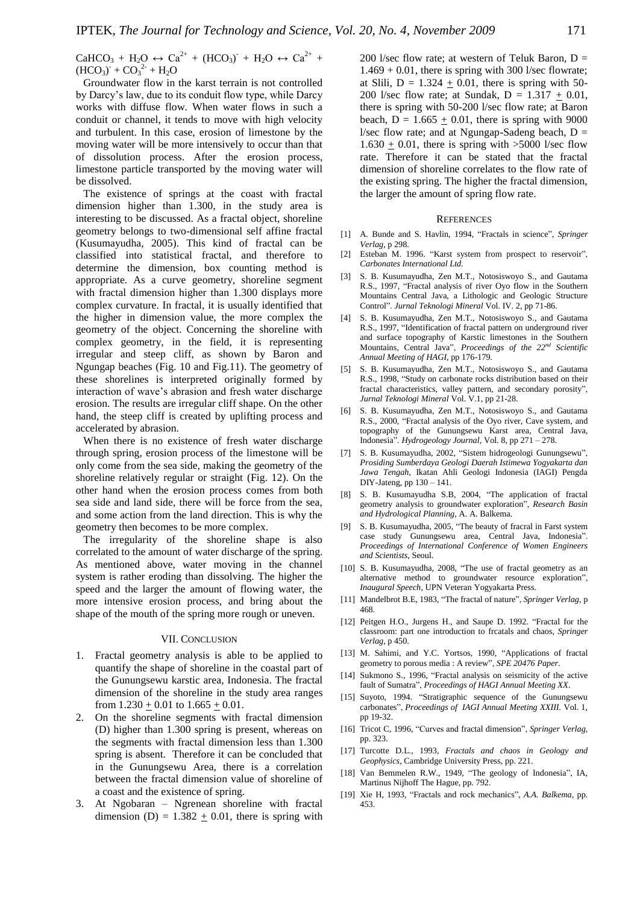$CaHCO_3 + H_2O \leftrightarrow Ca^{2+} + (HCO_3)^{-} + H_2O \leftrightarrow Ca^{2+} + (HCO_3)^{-} + CO_3^{2-} + H_2O$

Groundwater flow in the karst terrain is not controlled by Darcy's law, due to its conduit flow type, while Darcy works with diffuse flow. When water flows in such a conduit or channel, it tends to move with high velocity and turbulent. In this case, erosion of limestone by the moving water will be more intensively to occur than that of dissolution process. After the erosion process, limestone particle transported by the moving water will be dissolved.

The existence of springs at the coast with fractal dimension higher than 1.300, in the study area is interesting to be discussed. As a fractal object, shoreline geometry belongs to two-dimensional self affine fractal (Kusumayudha, 2005). This kind of fractal can be classified into statistical fractal, and therefore to determine the dimension, box counting method is appropriate. As a curve geometry, shoreline segment with fractal dimension higher than 1.300 displays more complex curvature. In fractal, it is usually identified that the higher in dimension value, the more complex the geometry of the object. Concerning the shoreline with complex geometry, in the field, it is representing irregular and steep cliff, as shown by Baron and Ngungap beaches (Fig. 10 and Fig.11). The geometry of these shorelines is interpreted originally formed by interaction of wave's abrasion and fresh water discharge erosion. The results are irregular cliff shape. On the other hand, the steep cliff is created by uplifting process and accelerated by abrasion.

When there is no existence of fresh water discharge through spring, erosion process of the limestone will be only come from the sea side, making the geometry of the shoreline relatively regular or straight (Fig. 12). On the other hand when the erosion process comes from both sea side and land side, there will be force from the sea, and some action from the land direction. This is why the geometry then becomes to be more complex.

The irregularity of the shoreline shape is also correlated to the amount of water discharge of the spring. As mentioned above, water moving in the channel system is rather eroding than dissolving. The higher the speed and the larger the amount of flowing water, the more intensive erosion process, and bring about the shape of the mouth of the spring more rough or uneven.

## VII. Conclusion

1. Fractal geometry analysis is able to be applied to quantify the shape of shoreline in the coastal part of the Gunungsewu karstic area, Indonesia. The fractal dimension of the shoreline in the study area ranges from $1.230 \pm 0.01$ to $1.665 \pm 0.01$.
2. On the shoreline segments with fractal dimension (D) higher than 1.300 spring is present, whereas on the segments with fractal dimension less than 1.300 spring is absent. Therefore it can be concluded that in the Gunungsewu Area, there is a correlation between the fractal dimension value of shoreline of a coast and the existence of spring.
3. At Ngobaran – Ngrenean shoreline with fractal dimension (D) = $1.382 \pm 0.01$, there is spring with 200 l/sec flow rate; at western of Teluk Baron, D = $1.469 + 0.01$, there is spring with 300 l/sec flowrate; at Slili, D = $1.324 \pm 0.01$, there is spring with 50-200 l/sec flow rate; at Sundak, D = $1.317 \pm 0.01$, there is spring with 50-200 l/sec flow rate; at Baron beach, D = $1.665 \pm 0.01$, there is spring with 9000 l/sec flow rate; and at Ngungap-Sadeng beach, D = $1.630 \pm 0.01$, there is spring with >5000 l/sec flow rate. Therefore it can be stated that the fractal dimension of shoreline correlates to the flow rate of the existing spring. The higher the fractal dimension, the larger the amount of spring flow rate.

## References

[1] A. Bunde and S. Havlin, 1994, "Fractals in science", *Springer Verlag*, p 298.

[2] Esteban M. 1996. "Karst system from prospect to reservoir", *Carbonates International Ltd*.

[3] S. B. Kusumayudha, Zen M.T., Notosiswoyo S., and Gautama R.S., 1997, "Fractal analysis of river Oyo flow in the Southern Mountains Central Java, a Lithologic and Geologic Structure Control". *Jurnal Teknologi Mineral* Vol. IV. 2, pp 71-86.

[4] S. B. Kusumayudha, Zen M.T., Notosiswoyo S., and Gautama R.S., 1997, "Identification of fractal pattern on underground river and surface topography of Karstic limestones in the Southern Mountains, Central Java", *Proceedings of the 22nd Scientific Annual Meeting of HAGI*, pp 176-179.

[5] S. B. Kusumayudha, Zen M.T., Notosiswoyo S., and Gautama R.S., 1998, "Study on carbonate rocks distribution based on their fractal characteristics, valley pattern, and secondary porosity", *Jurnal Teknologi Mineral* Vol. V.1, pp 21-28.

[6] S. B. Kusumayudha, Zen M.T., Notosiswoyo S., and Gautama R.S., 2000, "Fractal analysis of the Oyo river, Cave system, and topography of the Gunungsewu Karst area, Central Java, Indonesia". *Hydrogeology Journal*, Vol. 8, pp 271 – 278.

[7] S. B. Kusumayudha, 2002, "Sistem hidrogeologi Gunungsewu", *Prosiding Sumberdaya Geologi Daerah Istimewa Yogyakarta dan Jawa Tengah*, Ikatan Ahli Geologi Indonesia (IAGI) Pengda DIY-Jateng, pp 130 – 141.

[8] S. B. Kusumayudha S.B, 2004, "The application of fractal geometry analysis to groundwater exploration", *Research Basin and Hydrological Planning*, A. A. Balkema.

[9] S. B. Kusumayudha, 2005, "The beauty of fracral in Farst system case study Gunungsewu area, Central Java, Indonesia". *Proceedings of International Conference of Women Engineers and Scientists*, Seoul.

[10] S. B. Kusumayudha, 2008, "The use of fractal geometry as an alternative method to groundwater resource exploration", *Inaugural Speech*, UPN Veteran Yogyakarta Press.

[11] Mandelbrot B.E, 1983, "The fractal of nature", *Springer Verlag*, p 468.

[12] Peitgen H.O., Jurgens H., and Saupe D. 1992. "Fractal for the classroom: part one introduction to frcatals and chaos, *Springer Verlag*, p 450.

[13] M. Sahimi, and Y.C. Yortsos, 1990, "Applications of fractal geometry to porous media : A review", *SPE 20476 Paper*.

[14] Sukmono S., 1996, "Fractal analysis on seismicity of the active fault of Sumatra", *Proceedings of HAGI Annual Meeting XX*.

[15] Suyoto, 1994. "Stratigraphic sequence of the Gunungsewu carbonates", *Proceedings of IAGI Annual Meeting XXIII.* Vol. 1, pp 19-32.

[16] Tricot C, 1996, "Curves and fractal dimension", *Springer Verlag*, pp. 323.

[17] Turcotte D.L., 1993, *Fractals and chaos in Geology and Geophysics*, Cambridge University Press, pp. 221.

[18] Van Bemmelen R.W., 1949, "The geology of Indonesia", IA, Martinus Nijhoff The Hague, pp. 792.

[19] Xie H, 1993, "Fractals and rock mechanics", *A.A. Balkema*, pp. 453.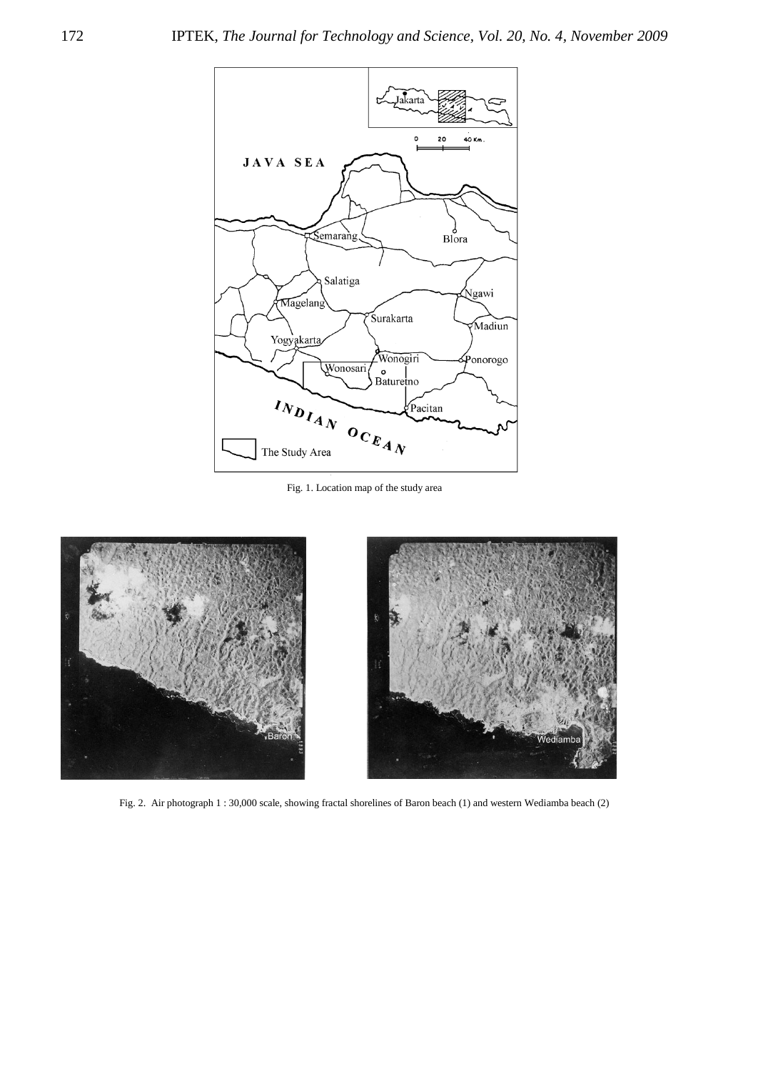Fig. 1. Location map of the study area

Fig. 2. Air photograph 1 : 30,000 scale, showing fractal shorelines of Baron beach (1) and western Wediamba beach (2)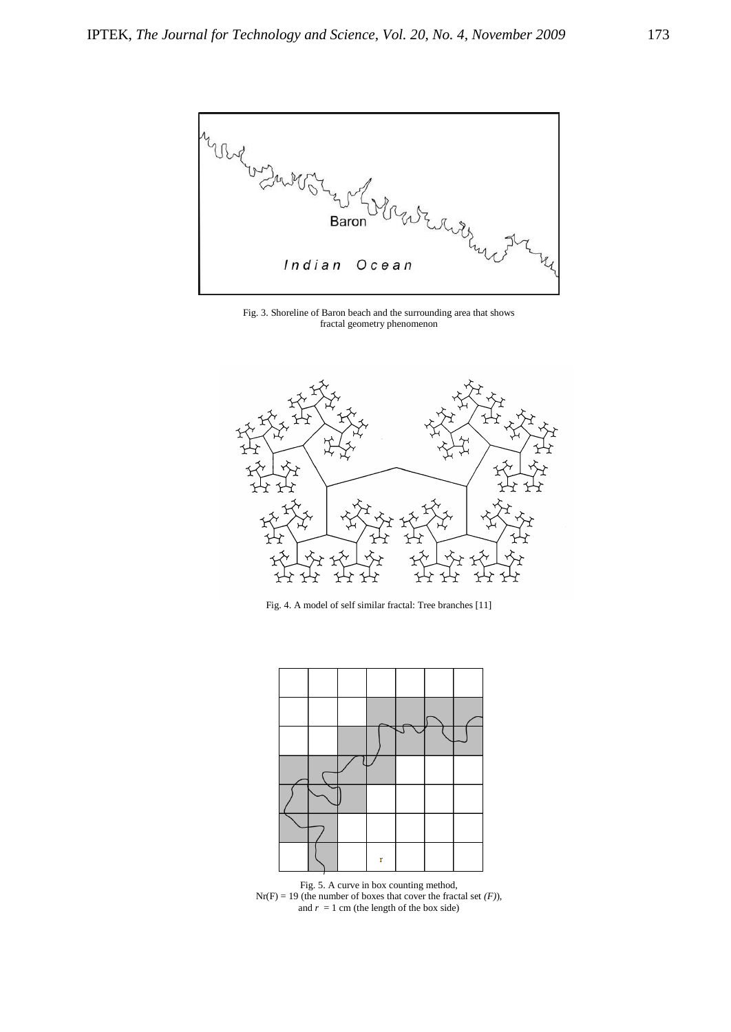Fig. 3. Shoreline of Baron beach and the surrounding area that shows fractal geometry phenomenon

Fig. 4. A model of self similar fractal: Tree branches [11]

Fig. 5. A curve in box counting method, $N_r(F) = 19$ (the number of boxes that cover the fractal set $(F)$), and $r = 1$ cm (the length of the box side)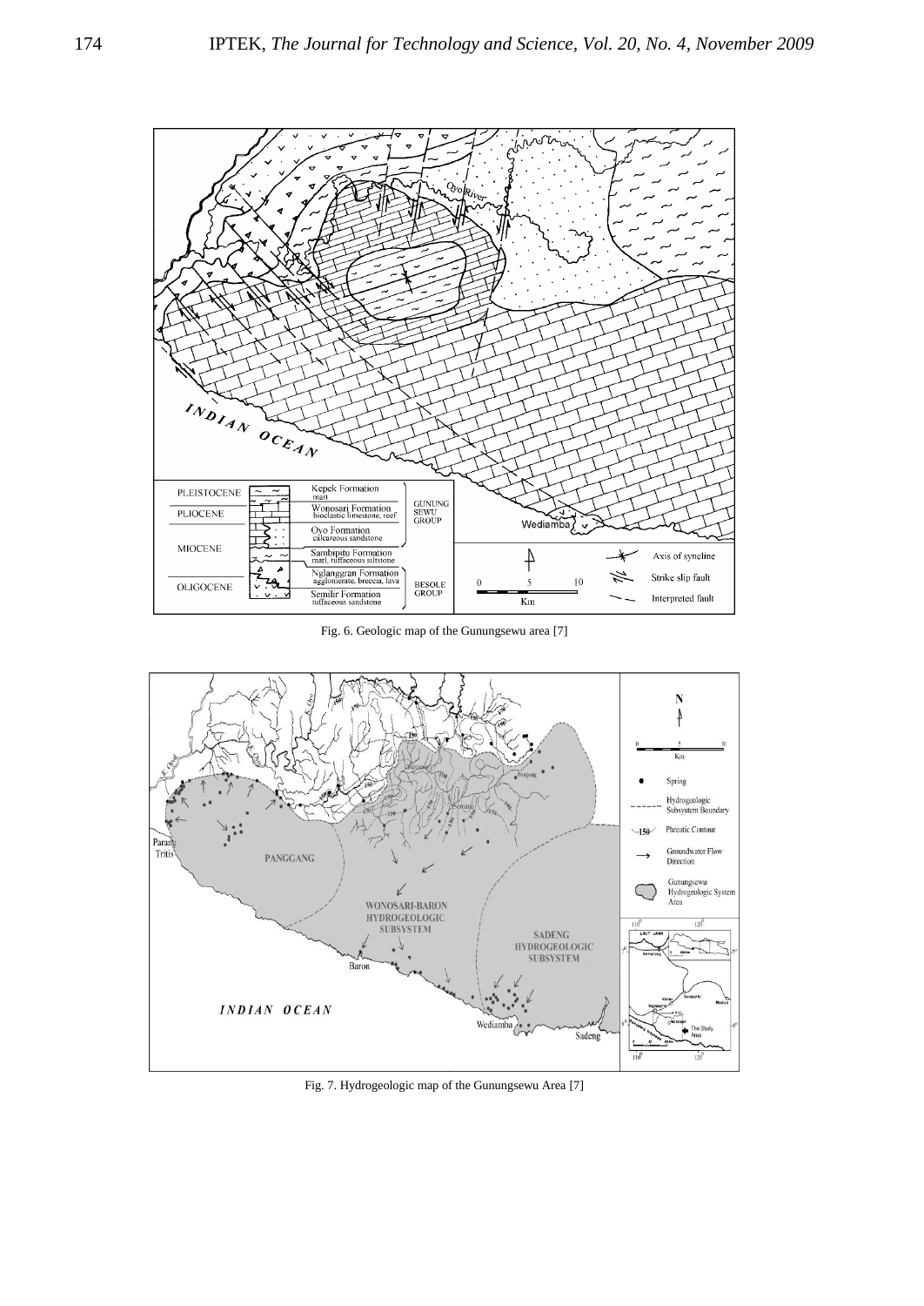Fig. 6. Geologic map of the Gunungsewu area [7]

Fig. 7. Hydrogeologic map of the Gunungsewu Area [7]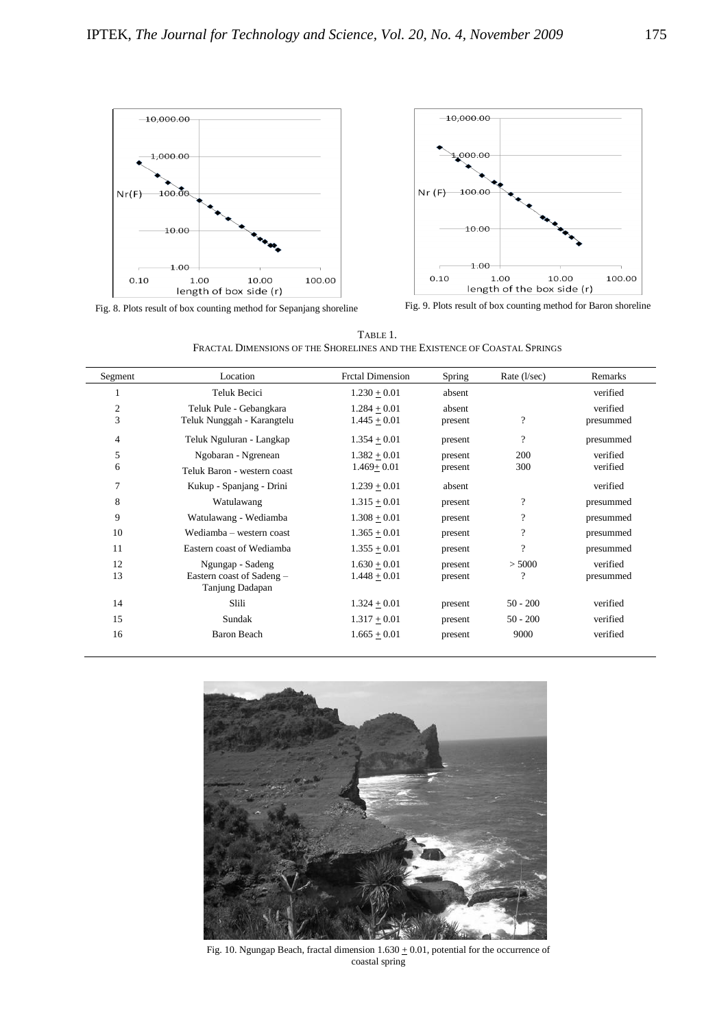Fig. 8. Plots result of box counting method for Sepanjang shoreline

Fig. 9. Plots result of box counting method for Baron shoreline

TABLE 1.
FRACTAL DIMENSIONS OF THE SHORELINES AND THE EXISTENCE OF COASTAL SPRINGS

| Segment | Location | Frctal Dimension | Spring | Rate (l/sec) | Remarks |
|---|---|---|---|---|---|
| 1 | Teluk Becici | 1.230 $\pm$ 0.01 | absent | | verified |
| 2 | Teluk Pule - Gebangkara | 1.284 $\pm$ 0.01 | absent | | verified |
| 3 | Teluk Nunggah - Karangtelu | 1.445 $\pm$ 0.01 | present | ? | presummed |
| 4 | Teluk Ngguluran - Langkap | 1.354 $\pm$ 0.01 | present | ? | presummed |
| 5 | Ngobaran - Ngrenean | 1.382 $\pm$ 0.01 | present | 200 | verified |
| 6 | Teluk Baron - western coast | 1.469 $\pm$ 0.01 | present | 300 | verified |
| 7 | Kukup - Spanjang - Drini | 1.239 $\pm$ 0.01 | absent | | verified |
| 8 | Watulawang | 1.315 $\pm$ 0.01 | present | ? | presummed |
| 9 | Watulawang - Wediamba | 1.308 $\pm$ 0.01 | present | ? | presummed |
| 10 | Wediamba – western coast | 1.365 $\pm$ 0.01 | present | ? | presummed |
| 11 | Eastern coast of Wediamba | 1.355 $\pm$ 0.01 | present | ? | presummed |
| 12 | Ngungap - Sadeng | 1.630 $\pm$ 0.01 | present | > 5000 | verified |
| 13 | Eastern coast of Sadeng – Tanjung Dadapan | 1.448 $\pm$ 0.01 | present | ? | presummed |
| 14 | Slili | 1.324 $\pm$ 0.01 | present | 50 - 200 | verified |
| 15 | Sundak | 1.317 $\pm$ 0.01 | present | 50 - 200 | verified |
| 16 | Baron Beach | 1.665 $\pm$ 0.01 | present | 9000 | verified |

Fig. 10. Ngungap Beach, fractal dimension 1.630 $\pm$ 0.01, potential for the occurrence of coastal spring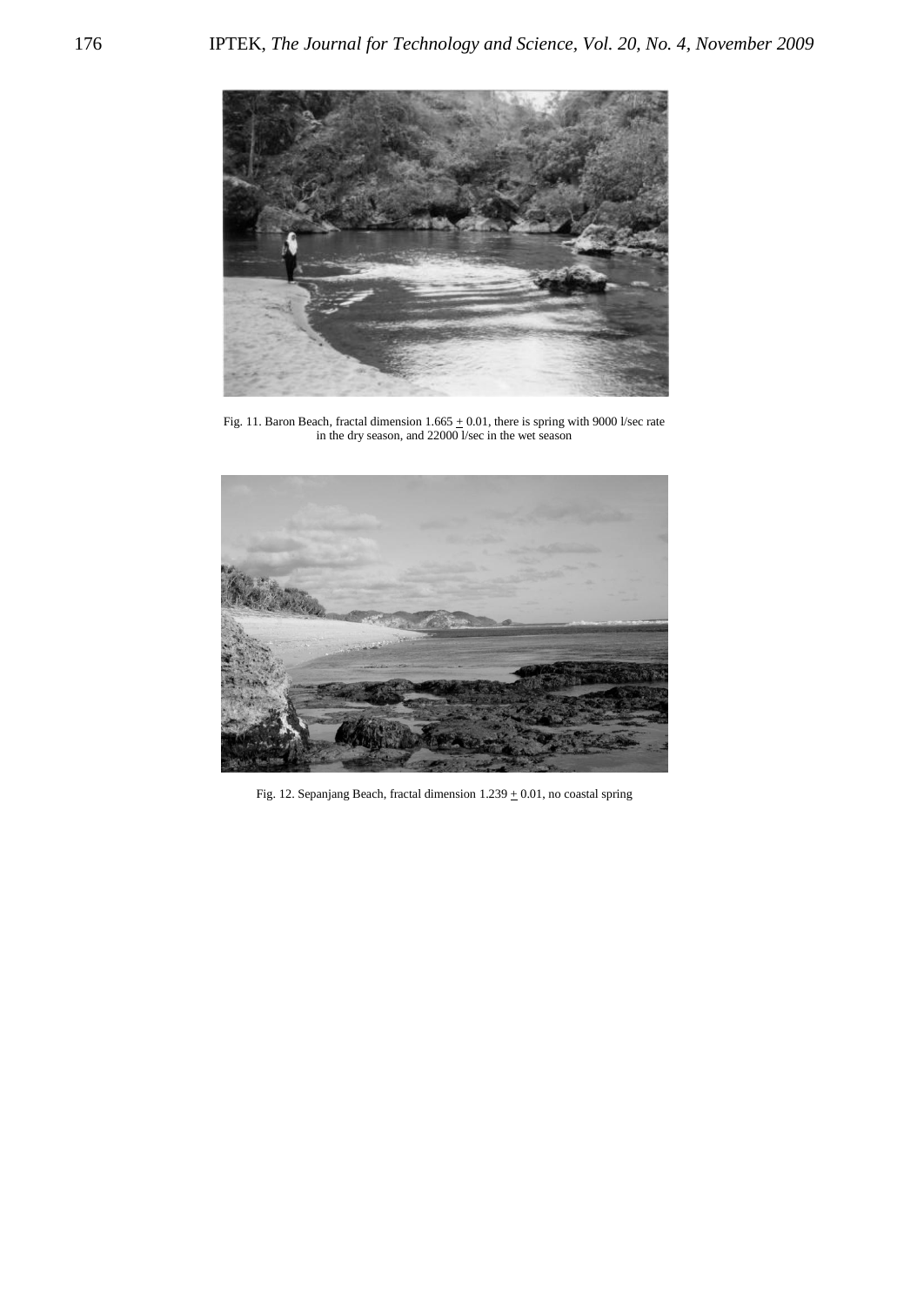Fig. 11. Baron Beach, fractal dimension 1.665 $\pm$ 0.01, there is spring with 9000 l/sec rate in the dry season, and 22000 l/sec in the wet season

Fig. 12. Sepanjang Beach, fractal dimension 1.239 $\pm$ 0.01, no coastal spring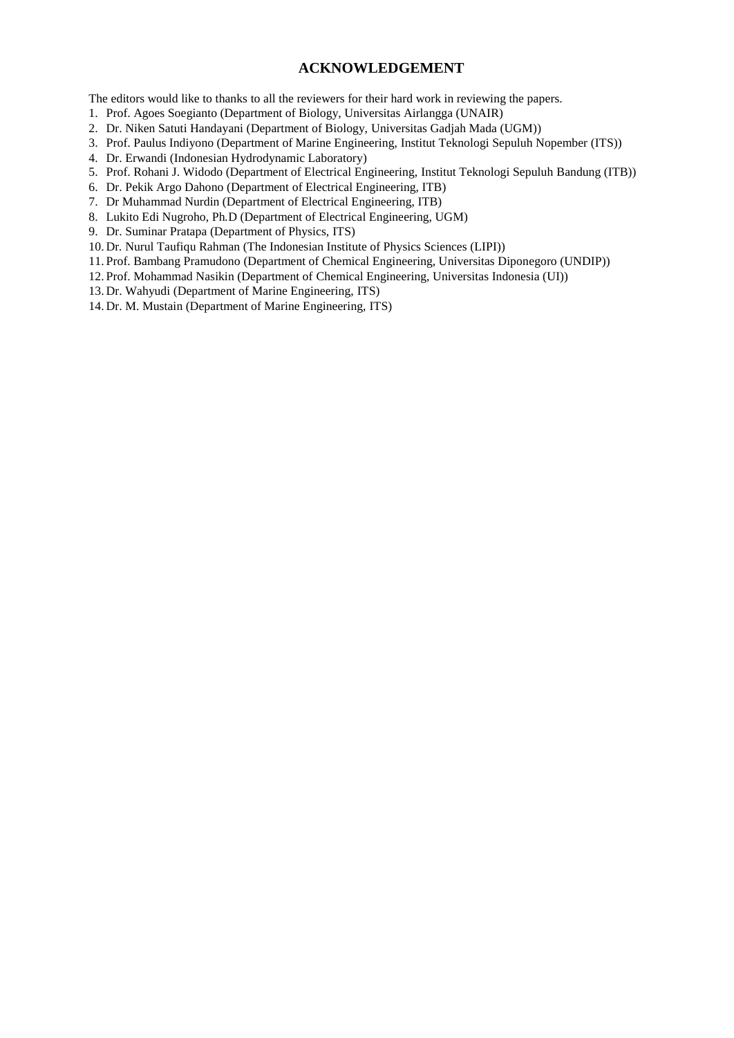# ACKNOWLEDGEMENT

The editors would like to thanks to all the reviewers for their hard work in reviewing the papers.

1. Prof. Agoes Soegianto (Department of Biology, Universitas Airlangga (UNAIR)
2. Dr. Niken Satuti Handayani (Department of Biology, Universitas Gadjah Mada (UGM))
3. Prof. Paulus Indiyono (Department of Marine Engineering, Institut Teknologi Sepuluh Nopember (ITS))
4. Dr. Erwandi (Indonesian Hydrodynamic Laboratory)
5. Prof. Rohani J. Widodo (Department of Electrical Engineering, Institut Teknologi Sepuluh Bandung (ITB))
6. Dr. Pekik Argo Dahono (Department of Electrical Engineering, ITB)
7. Dr Muhammad Nurdin (Department of Electrical Engineering, ITB)
8. Lukito Edi Nugroho, Ph.D (Department of Electrical Engineering, UGM)
9. Dr. Suminar Pratapa (Department of Physics, ITS)
10. Dr. Nurul Taufiqu Rahman (The Indonesian Institute of Physics Sciences (LIPI))
11. Prof. Bambang Pramudono (Department of Chemical Engineering, Universitas Diponegoro (UNDIP))
12. Prof. Mohammad Nasikin (Department of Chemical Engineering, Universitas Indonesia (UI))
13. Dr. Wahyudi (Department of Marine Engineering, ITS)
14. Dr. M. Mustain (Department of Marine Engineering, ITS)